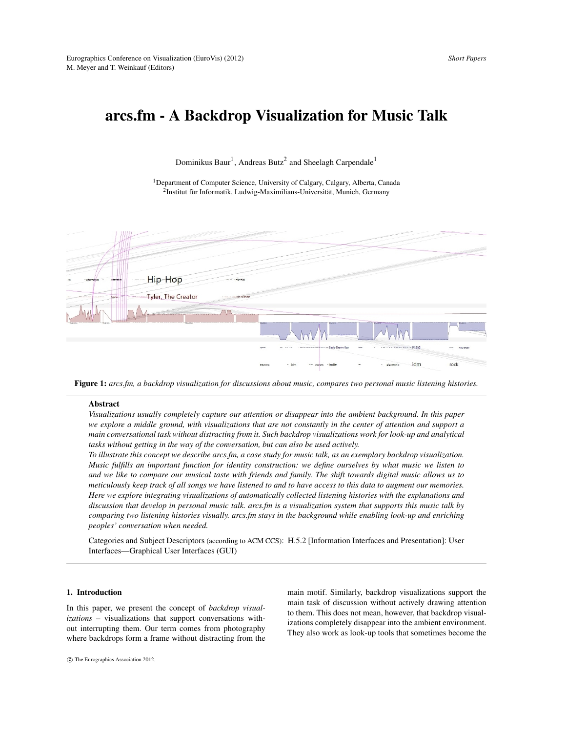# arcs.fm - A Backdrop Visualization for Music Talk

Dominikus Baur[1], Andreas Butz[2] and Sheelagh Carpendale[1]

[1]Department of Computer Science, University of Calgary, Calgary, Alberta, Canada
[2]Institut für Informatik, Ludwig-Maximilians-Universität, Munich, Germany

**Figure 1:** *arcs.fm, a backdrop visualization for discussions about music, compares two personal music listening histories.*

## Abstract

*Visualizations usually completely capture our attention or disappear into the ambient background. In this paper we explore a middle ground, with visualizations that are not constantly in the center of attention and support a main conversational task without distracting from it. Such backdrop visualizations work for look-up and analytical tasks without getting in the way of the conversation, but can also be used actively.*

*To illustrate this concept we describe arcs.fm, a case study for music talk, as an exemplary backdrop visualization. Music fulfills an important function for identity construction: we define ourselves by what music we listen to and we like to compare our musical taste with friends and family. The shift towards digital music allows us to meticulously keep track of all songs we have listened to and to have access to this data to augment our memories. Here we explore integrating visualizations of automatically collected listening histories with the explanations and discussion that develop in personal music talk. arcs.fm is a visualization system that supports this music talk by comparing two listening histories visually. arcs.fm stays in the background while enabling look-up and enriching peoples' conversation when needed.*

Categories and Subject Descriptors (according to ACM CCS): H.5.2 [Information Interfaces and Presentation]: User Interfaces—Graphical User Interfaces (GUI)

## 1. Introduction

In this paper, we present the concept of *backdrop visualizations* – visualizations that support conversations without interrupting them. Our term comes from photography where backdrops form a frame without distracting from the main motif. Similarly, backdrop visualizations support the main task of discussion without actively drawing attention to them. This does not mean, however, that backdrop visualizations completely disappear into the ambient environment. They also work as look-up tools that sometimes become the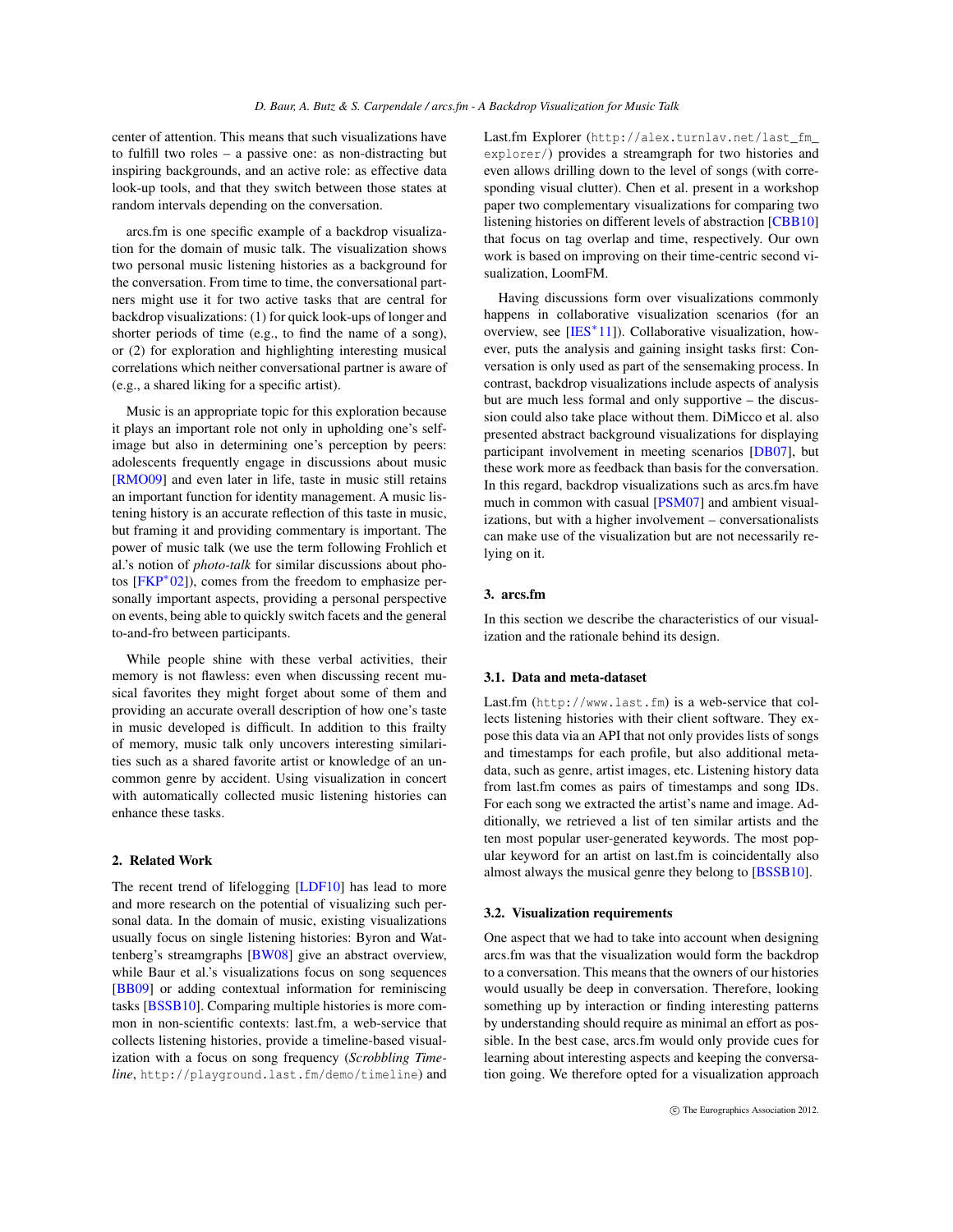center of attention. This means that such visualizations have to fulfill two roles – a passive one: as non-distracting but inspiring backgrounds, and an active role: as effective data look-up tools, and that they switch between those states at random intervals depending on the conversation.

arcs.fm is one specific example of a backdrop visualization for the domain of music talk. The visualization shows two personal music listening histories as a background for the conversation. From time to time, the conversational partners might use it for two active tasks that are central for backdrop visualizations: (1) for quick look-ups of longer and shorter periods of time (e.g., to find the name of a song), or (2) for exploration and highlighting interesting musical correlations which neither conversational partner is aware of (e.g., a shared liking for a specific artist).

Music is an appropriate topic for this exploration because it plays an important role not only in upholding one's self-image but also in determining one's perception by peers: adolescents frequently engage in discussions about music [RMO09] and even later in life, taste in music still retains an important function for identity management. A music listening history is an accurate reflection of this taste in music, but framing it and providing commentary is important. The power of music talk (we use the term following Frohlich et al.'s notion of *photo-talk* for similar discussions about photos [FKP*02]), comes from the freedom to emphasize personally important aspects, providing a personal perspective on events, being able to quickly switch facets and the general to-and-fro between participants.

While people shine with these verbal activities, their memory is not flawless: even when discussing recent musical favorites they might forget about some of them and providing an accurate overall description of how one's taste in music developed is difficult. In addition to this frailty of memory, music talk only uncovers interesting similarities such as a shared favorite artist or knowledge of an uncommon genre by accident. Using visualization in concert with automatically collected music listening histories can enhance these tasks.

## 2. Related Work

The recent trend of lifelogging [LDF10] has lead to more and more research on the potential of visualizing such personal data. In the domain of music, existing visualizations usually focus on single listening histories: Byron and Wattenberg's streamgraphs [BW08] give an abstract overview, while Baur et al.'s visualizations focus on song sequences [BB09] or adding contextual information for reminiscing tasks [BSSB10]. Comparing multiple histories is more common in non-scientific contexts: last.fm, a web-service that collects listening histories, provide a timeline-based visualization with a focus on song frequency (*Scrobbling Timeline*, `http://playground.last.fm/demo/timeline`) and Last.fm Explorer (`http://alex.turnlav.net/last_fm_explorer/`) provides a streamgraph for two histories and even allows drilling down to the level of songs (with corresponding visual clutter). Chen et al. present in a workshop paper two complementary visualizations for comparing two listening histories on different levels of abstraction [CBB10] that focus on tag overlap and time, respectively. Our own work is based on improving on their time-centric second visualization, LoomFM.

Having discussions form over visualizations commonly happens in collaborative visualization scenarios (for an overview, see [IES*11]). Collaborative visualization, however, puts the analysis and gaining insight tasks first: Conversation is only used as part of the sensemaking process. In contrast, backdrop visualizations include aspects of analysis but are much less formal and only supportive – the discussion could also take place without them. DiMicco et al. also presented abstract background visualizations for displaying participant involvement in meeting scenarios [DB07], but these work more as feedback than basis for the conversation. In this regard, backdrop visualizations such as arcs.fm have much in common with casual [PSM07] and ambient visualizations, but with a higher involvement – conversationalists can make use of the visualization but are not necessarily relying on it.

## 3. arcs.fm

In this section we describe the characteristics of our visualization and the rationale behind its design.

### 3.1. Data and meta-dataset

Last.fm (`http://www.last.fm`) is a web-service that collects listening histories with their client software. They expose this data via an API that not only provides lists of songs and timestamps for each profile, but also additional metadata, such as genre, artist images, etc. Listening history data from last.fm comes as pairs of timestamps and song IDs. For each song we extracted the artist's name and image. Additionally, we retrieved a list of ten similar artists and the ten most popular user-generated keywords. The most popular keyword for an artist on last.fm is coincidentally also almost always the musical genre they belong to [BSSB10].

### 3.2. Visualization requirements

One aspect that we had to take into account when designing arcs.fm was that the visualization would form the backdrop to a conversation. This means that the owners of our histories would usually be deep in conversation. Therefore, looking something up by interaction or finding interesting patterns by understanding should require as minimal an effort as possible. In the best case, arcs.fm would only provide cues for learning about interesting aspects and keeping the conversation going. We therefore opted for a visualization approach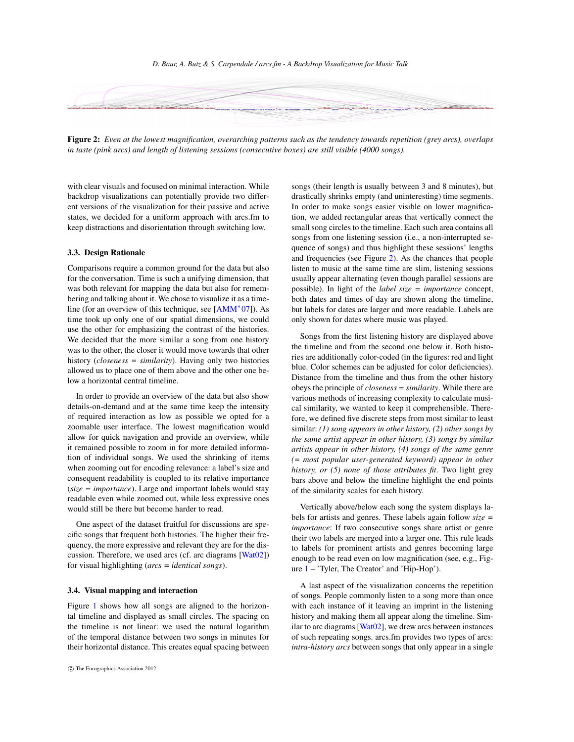**Figure 2:** *Even at the lowest magnification, overarching patterns such as the tendency towards repetition (grey arcs), overlaps in taste (pink arcs) and length of listening sessions (consecutive boxes) are still visible (4000 songs).*

with clear visuals and focused on minimal interaction. While backdrop visualizations can potentially provide two different versions of the visualization for their passive and active states, we decided for a uniform approach with arcs.fm to keep distractions and disorientation through switching low.

### 3.3. Design Rationale

Comparisons require a common ground for the data but also for the conversation. Time is such a unifying dimension, that was both relevant for mapping the data but also for remembering and talking about it. We chose to visualize it as a timeline (for an overview of this technique, see [AMM*07]). As time took up only one of our spatial dimensions, we could use the other for emphasizing the contrast of the histories. We decided that the more similar a song from one history was to the other, the closer it would move towards that other history (*closeness = similarity*). Having only two histories allowed us to place one of them above and the other one below a horizontal central timeline.

In order to provide an overview of the data but also show details-on-demand and at the same time keep the intensity of required interaction as low as possible we opted for a zoomable user interface. The lowest magnification would allow for quick navigation and provide an overview, while it remained possible to zoom in for more detailed information of individual songs. We used the shrinking of items when zooming out for encoding relevance: a label's size and consequent readability is coupled to its relative importance (*size = importance*). Large and important labels would stay readable even while zoomed out, while less expressive ones would still be there but become harder to read.

One aspect of the dataset fruitful for discussions are specific songs that frequent both histories. The higher their frequency, the more expressive and relevant they are for the discussion. Therefore, we used arcs (cf. arc diagrams [Wat02]) for visual highlighting (*arcs = identical songs*).

### 3.4. Visual mapping and interaction

Figure 1 shows how all songs are aligned to the horizontal timeline and displayed as small circles. The spacing on the timeline is not linear: we used the natural logarithm of the temporal distance between two songs in minutes for their horizontal distance. This creates equal spacing between songs (their length is usually between 3 and 8 minutes), but drastically shrinks empty (and uninteresting) time segments. In order to make songs easier visible on lower magnification, we added rectangular areas that vertically connect the small song circles to the timeline. Each such area contains all songs from one listening session (i.e., a non-interrupted sequence of songs) and thus highlight these sessions' lengths and frequencies (see Figure 2). As the chances that people listen to music at the same time are slim, listening sessions usually appear alternating (even though parallel sessions are possible). In light of the *label size = importance* concept, both dates and times of day are shown along the timeline, but labels for dates are larger and more readable. Labels are only shown for dates where music was played.

Songs from the first listening history are displayed above the timeline and from the second one below it. Both histories are additionally color-coded (in the figures: red and light blue. Color schemes can be adjusted for color deficiencies). Distance from the timeline and thus from the other history obeys the principle of *closeness = similarity*. While there are various methods of increasing complexity to calculate musical similarity, we wanted to keep it comprehensible. Therefore, we defined five discrete steps from most similar to least similar: *(1) song appears in other history, (2) other songs by the same artist appear in other history, (3) songs by similar artists appear in other history, (4) songs of the same genre (= most popular user-generated keyword) appear in other history, or (5) none of those attributes fit*. Two light grey bars above and below the timeline highlight the end points of the similarity scales for each history.

Vertically above/below each song the system displays labels for artists and genres. These labels again follow *size = importance*: If two consecutive songs share artist or genre their two labels are merged into a larger one. This rule leads to labels for prominent artists and genres becoming large enough to be read even on low magnification (see, e.g., Figure 1 – 'Tyler, The Creator' and 'Hip-Hop').

A last aspect of the visualization concerns the repetition of songs. People commonly listen to a song more than once with each instance of it leaving an imprint in the listening history and making them all appear along the timeline. Similar to arc diagrams [Wat02], we drew arcs between instances of such repeating songs. arcs.fm provides two types of arcs: *intra-history arcs* between songs that only appear in a single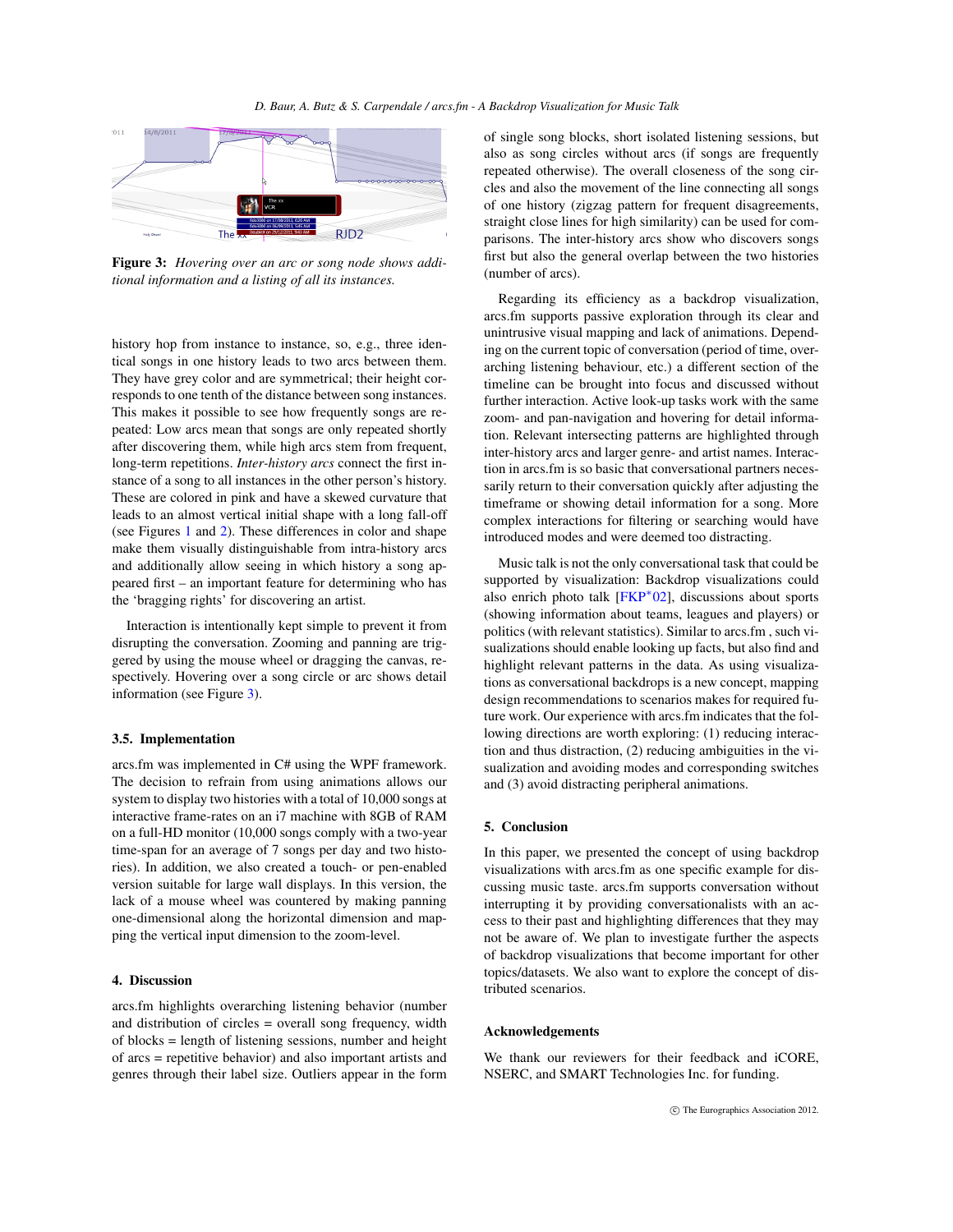**Figure 3:** *Hovering over an arc or song node shows additional information and a listing of all its instances.*

history hop from instance to instance, so, e.g., three identical songs in one history leads to two arcs between them. They have grey color and are symmetrical; their height corresponds to one tenth of the distance between song instances. This makes it possible to see how frequently songs are repeated: Low arcs mean that songs are only repeated shortly after discovering them, while high arcs stem from frequent, long-term repetitions. *Inter-history arcs* connect the first instance of a song to all instances in the other person's history. These are colored in pink and have a skewed curvature that leads to an almost vertical initial shape with a long fall-off (see Figures 1 and 2). These differences in color and shape make them visually distinguishable from intra-history arcs and additionally allow seeing in which history a song appeared first – an important feature for determining who has the 'bragging rights' for discovering an artist.

Interaction is intentionally kept simple to prevent it from disrupting the conversation. Zooming and panning are triggered by using the mouse wheel or dragging the canvas, respectively. Hovering over a song circle or arc shows detail information (see Figure 3).

### 3.5. Implementation

arcs.fm was implemented in C# using the WPF framework. The decision to refrain from using animations allows our system to display two histories with a total of 10,000 songs at interactive frame-rates on an i7 machine with 8GB of RAM on a full-HD monitor (10,000 songs comply with a two-year time-span for an average of 7 songs per day and two histories). In addition, we also created a touch- or pen-enabled version suitable for large wall displays. In this version, the lack of a mouse wheel was countered by making panning one-dimensional along the horizontal dimension and mapping the vertical input dimension to the zoom-level.

## 4. Discussion

arcs.fm highlights overarching listening behavior (number and distribution of circles = overall song frequency, width of blocks = length of listening sessions, number and height of arcs = repetitive behavior) and also important artists and genres through their label size. Outliers appear in the form of single song blocks, short isolated listening sessions, but also as song circles without arcs (if songs are frequently repeated otherwise). The overall closeness of the song circles and also the movement of the line connecting all songs of one history (zigzag pattern for frequent disagreements, straight close lines for high similarity) can be used for comparisons. The inter-history arcs show who discovers songs first but also the general overlap between the two histories (number of arcs).

Regarding its efficiency as a backdrop visualization, arcs.fm supports passive exploration through its clear and unintrusive visual mapping and lack of animations. Depending on the current topic of conversation (period of time, overarching listening behaviour, etc.) a different section of the timeline can be brought into focus and discussed without further interaction. Active look-up tasks work with the same zoom- and pan-navigation and hovering for detail information. Relevant intersecting patterns are highlighted through inter-history arcs and larger genre- and artist names. Interaction in arcs.fm is so basic that conversational partners necessarily return to their conversation quickly after adjusting the timeframe or showing detail information for a song. More complex interactions for filtering or searching would have introduced modes and were deemed too distracting.

Music talk is not the only conversational task that could be supported by visualization: Backdrop visualizations could also enrich photo talk [FKP*02], discussions about sports (showing information about teams, leagues and players) or politics (with relevant statistics). Similar to arcs.fm , such visualizations should enable looking up facts, but also find and highlight relevant patterns in the data. As using visualizations as conversational backdrops is a new concept, mapping design recommendations to scenarios makes for required future work. Our experience with arcs.fm indicates that the following directions are worth exploring: (1) reducing interaction and thus distraction, (2) reducing ambiguities in the visualization and avoiding modes and corresponding switches and (3) avoid distracting peripheral animations.

## 5. Conclusion

In this paper, we presented the concept of using backdrop visualizations with arcs.fm as one specific example for discussing music taste. arcs.fm supports conversation without interrupting it by providing conversationalists with an access to their past and highlighting differences that they may not be aware of. We plan to investigate further the aspects of backdrop visualizations that become important for other topics/datasets. We also want to explore the concept of distributed scenarios.

## Acknowledgements

We thank our reviewers for their feedback and iCORE, NSERC, and SMART Technologies Inc. for funding.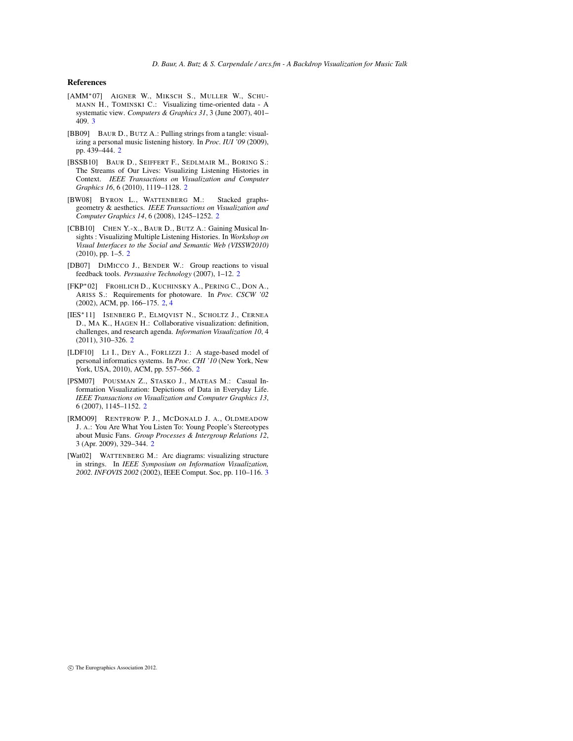## References

[AMM*07] AIGNER W., MIKSCH S., MULLER W., SCHUMANN H., TOMINSKI C.: Visualizing time-oriented data - A systematic view. *Computers & Graphics 31*, 3 (June 2007), 401–409. 3

[BB09] BAUR D., BUTZ A.: Pulling strings from a tangle: visualizing a personal music listening history. In *Proc. IUI '09* (2009), pp. 439–444. 2

[BSSB10] BAUR D., SEIFFERT F., SEDLMAIR M., BORING S.: The Streams of Our Lives: Visualizing Listening Histories in Context. *IEEE Transactions on Visualization and Computer Graphics 16*, 6 (2010), 1119–1128. 2

[BW08] BYRON L., WATTENBERG M.: Stacked graphs-geometry & aesthetics. *IEEE Transactions on Visualization and Computer Graphics 14*, 6 (2008), 1245–1252. 2

[CBB10] CHEN Y.-X., BAUR D., BUTZ A.: Gaining Musical Insights : Visualizing Multiple Listening Histories. In *Workshop on Visual Interfaces to the Social and Semantic Web (VISSW2010)* (2010), pp. 1–5. 2

[DB07] DIMICCO J., BENDER W.: Group reactions to visual feedback tools. *Persuasive Technology* (2007), 1–12. 2

[FKP*02] FROHLICH D., KUCHINSKY A., PERING C., DON A., ARISS S.: Requirements for photoware. In *Proc. CSCW '02* (2002), ACM, pp. 166–175. 2, 4

[IES*11] ISENBERG P., ELMQVIST N., SCHOLTZ J., CERNEA D., MA K., HAGEN H.: Collaborative visualization: definition, challenges, and research agenda. *Information Visualization 10*, 4 (2011), 310–326. 2

[LDF10] LI I., DEY A., FORLIZZI J.: A stage-based model of personal informatics systems. In *Proc. CHI '10* (New York, New York, USA, 2010), ACM, pp. 557–566. 2

[PSM07] POUSMAN Z., STASKO J., MATEAS M.: Casual Information Visualization: Depictions of Data in Everyday Life. *IEEE Transactions on Visualization and Computer Graphics 13*, 6 (2007), 1145–1152. 2

[RMO09] RENTFROW P. J., MCDONALD J. A., OLDMEADOW J. A.: You Are What You Listen To: Young People's Stereotypes about Music Fans. *Group Processes & Intergroup Relations 12*, 3 (Apr. 2009), 329–344. 2

[Wat02] WATTENBERG M.: Arc diagrams: visualizing structure in strings. In *IEEE Symposium on Information Visualization, 2002. INFOVIS 2002* (2002), IEEE Comput. Soc, pp. 110–116. 3